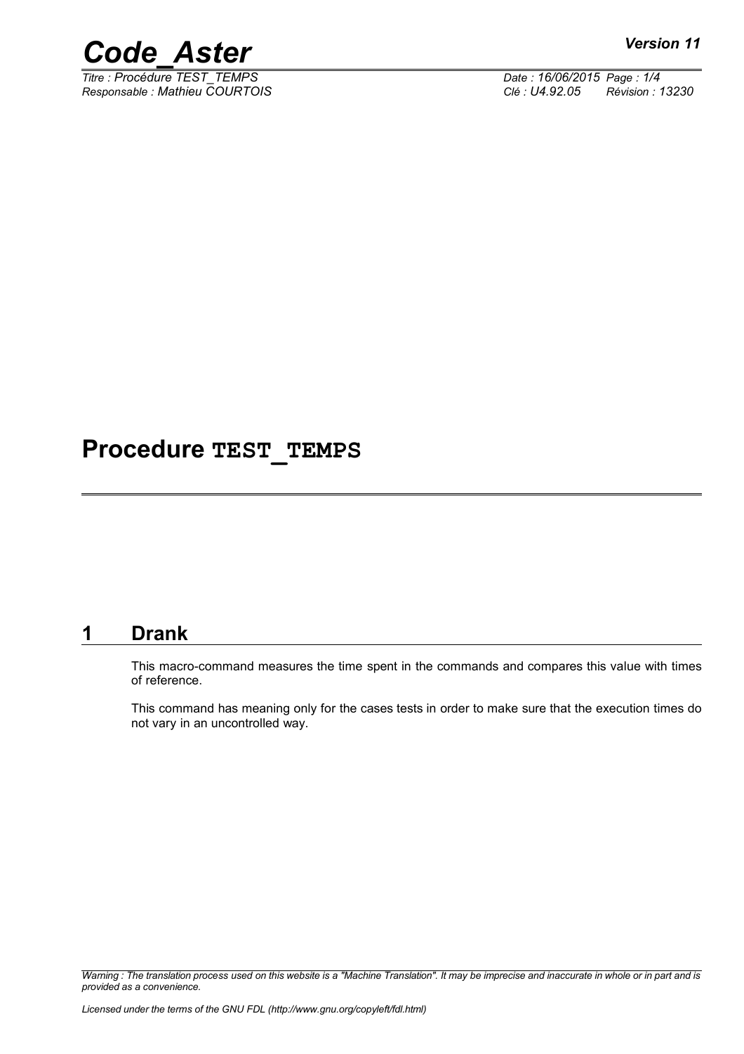# Procedure TEST_TEMPS

## 1 Drank

This macro-command measures the time spent in the commands and compares this value with times of reference.

This command has meaning only for the cases tests in order to make sure that the execution times do not vary in an uncontrolled way.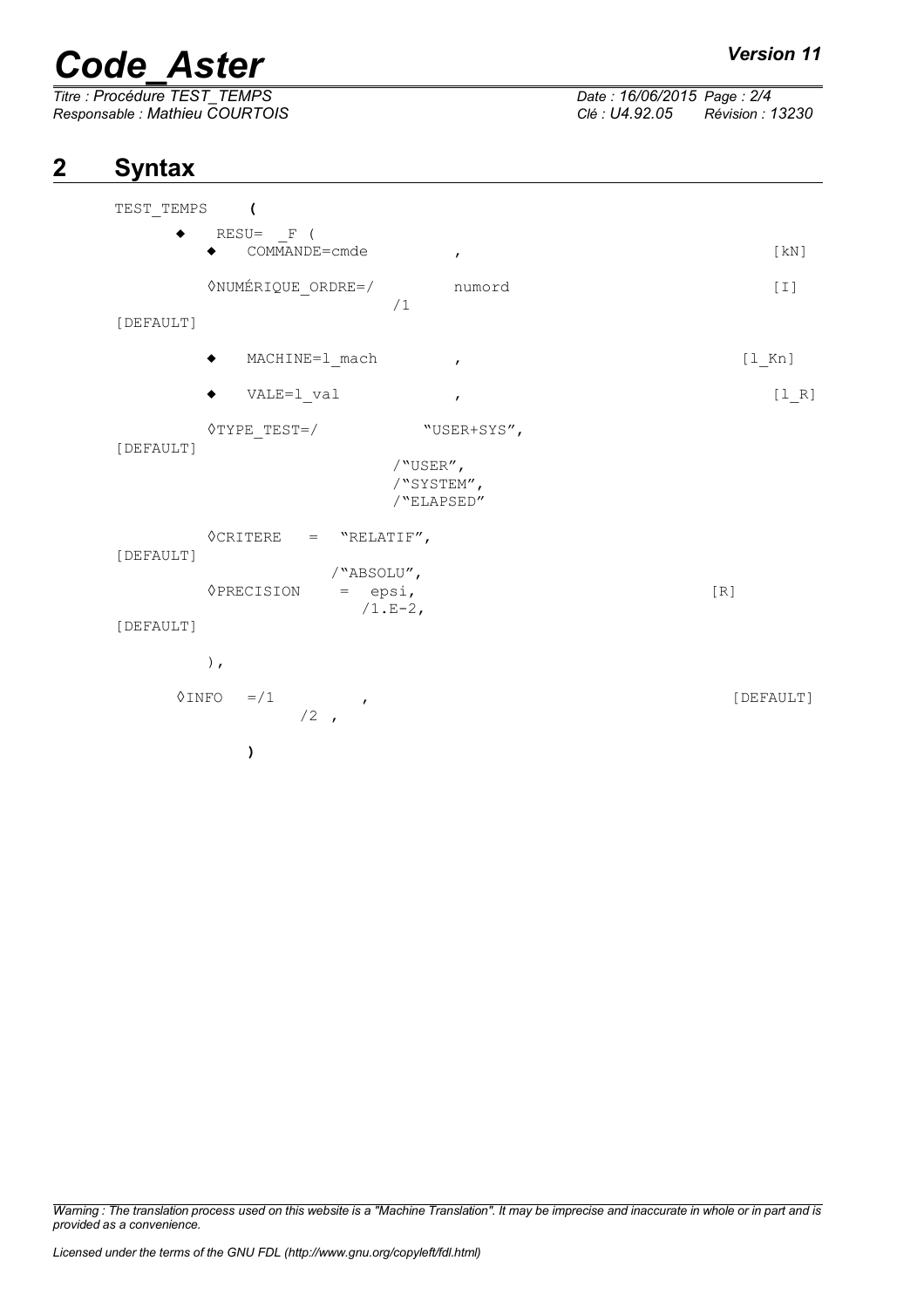## 2 Syntax

```
TEST_TEMPS    (
      ◆   RESU=  _F (
          ◆   COMMANDE=cmde              ,                          [kN]

          ◊NUMÉRIQUE_ORDRE=/          numord                         [I]
                               /1
[DEFAULT]

          ◆   MACHINE=l_mach             ,                         [l_Kn]

          ◆   VALE=l_val                 ,                          [l_R]

          ◊TYPE_TEST=/            "USER+SYS",
[DEFAULT]
                             /"USER",
                             /"SYSTEM",
                             /"ELAPSED"

          ◊CRITERE   =  "RELATIF",
[DEFAULT]
                        /"ABSOLU",
          ◊PRECISION    =  epsi,                              [R]
                           /1.E-2,
[DEFAULT]

          ),

      ◊INFO   =/1          ,                                   [DEFAULT]
                /2  ,

          )
```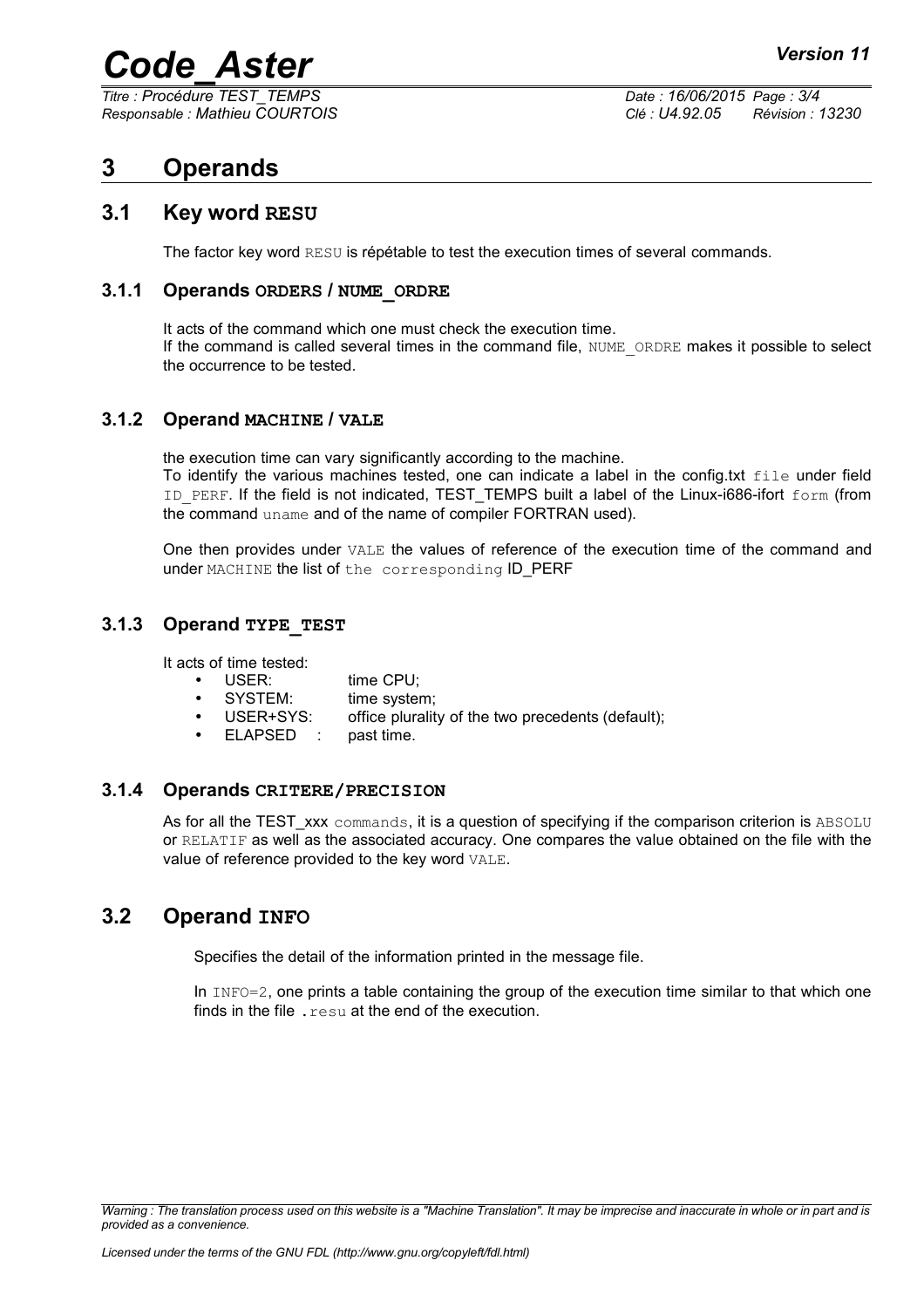# 3 Operands

## 3.1 Key word RESU

The factor key word RESU is répétable to test the execution times of several commands.

### 3.1.1 Operands ORDERS / NUME_ORDRE

It acts of the command which one must check the execution time.
If the command is called several times in the command file, NUME_ORDRE makes it possible to select the occurrence to be tested.

### 3.1.2 Operand MACHINE / VALE

the execution time can vary significantly according to the machine.
To identify the various machines tested, one can indicate a label in the config.txt file under field ID_PERF. If the field is not indicated, TEST_TEMPS built a label of the Linux-i686-ifort form (from the command uname and of the name of compiler FORTRAN used).

One then provides under VALE the values of reference of the execution time of the command and under MACHINE the list of the corresponding ID_PERF

### 3.1.3 Operand TYPE_TEST

It acts of time tested:

- USER: time CPU;
- SYSTEM: time system;
- USER+SYS: office plurality of the two precedents (default);
- ELAPSED : past time.

### 3.1.4 Operands CRITERE/PRECISION

As for all the TEST_xxx commands, it is a question of specifying if the comparison criterion is ABSOLU or RELATIF as well as the associated accuracy. One compares the value obtained on the file with the value of reference provided to the key word VALE.

## 3.2 Operand INFO

Specifies the detail of the information printed in the message file.

In INFO=2, one prints a table containing the group of the execution time similar to that which one finds in the file .resu at the end of the execution.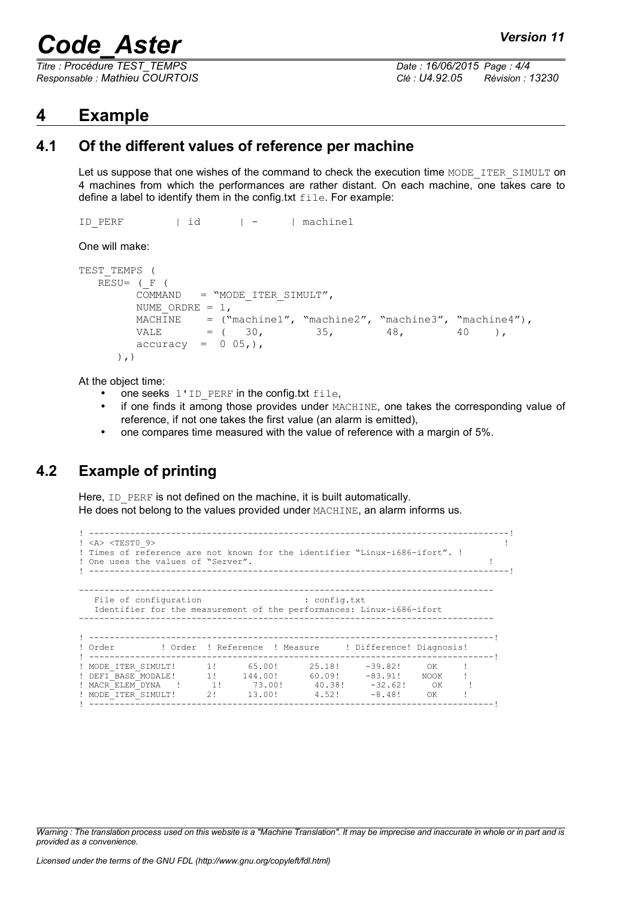# 4 Example

## 4.1 Of the different values of reference per machine

Let us suppose that one wishes of the command to check the execution time MODE_ITER_SIMULT on 4 machines from which the performances are rather distant. On each machine, one takes care to define a label to identify them in the config.txt file. For example:

```
ID_PERF         | id       | -      | machine1
```

One will make:

```
TEST_TEMPS (
   RESU= (_F (
         COMMAND   = "MODE_ITER_SIMULT",
         NUME_ORDRE = 1,
         MACHINE    = ("machine1", "machine2", "machine3", "machine4"),
         VALE       = (   30,         35,         48,         40    ),
         accuracy  =  0 05,),
      ),)
```

At the object time:

- one seeks l'ID_PERF in the config.txt file,
- if one finds it among those provides under MACHINE, one takes the corresponding value of reference, if not one takes the first value (an alarm is emitted),
- one compares time measured with the value of reference with a margin of 5%.

## 4.2 Example of printing

Here, ID_PERF is not defined on the machine, it is built automatically.
He does not belong to the values provided under MACHINE, an alarm informs us.

```
! -------------------------------------------------------------------------------!
! <A> <TEST0_9>                                                                  !
! Times of reference are not known for the identifier "Linux-i686-ifort". !
! One uses the values of "Server".                                               !
! -------------------------------------------------------------------------------!

-----------------------------------------------------------------------------
   File of configuration                    : config.txt
   Identifier for the measurement of the performances: Linux-i686-ifort
-----------------------------------------------------------------------------

! -----------------------------------------------------------------------------!
! Order         ! Order  ! Reference  ! Measure     ! Difference! Diagnosis!
! -----------------------------------------------------------------------------!
! MODE_ITER_SIMULT!      1!      65.00!      25.18!     -39.82!     OK     !
! DEFI_BASE_MODALE!      1!     144.00!      60.09!     -83.91!    NOOK    !
! MACR_ELEM_DYNA   !      1!      73.00!      40.38!     -32.62!     OK     !
! MODE_ITER_SIMULT!      2!      13.00!       4.52!      -8.48!     OK     !
! -----------------------------------------------------------------------------!
```